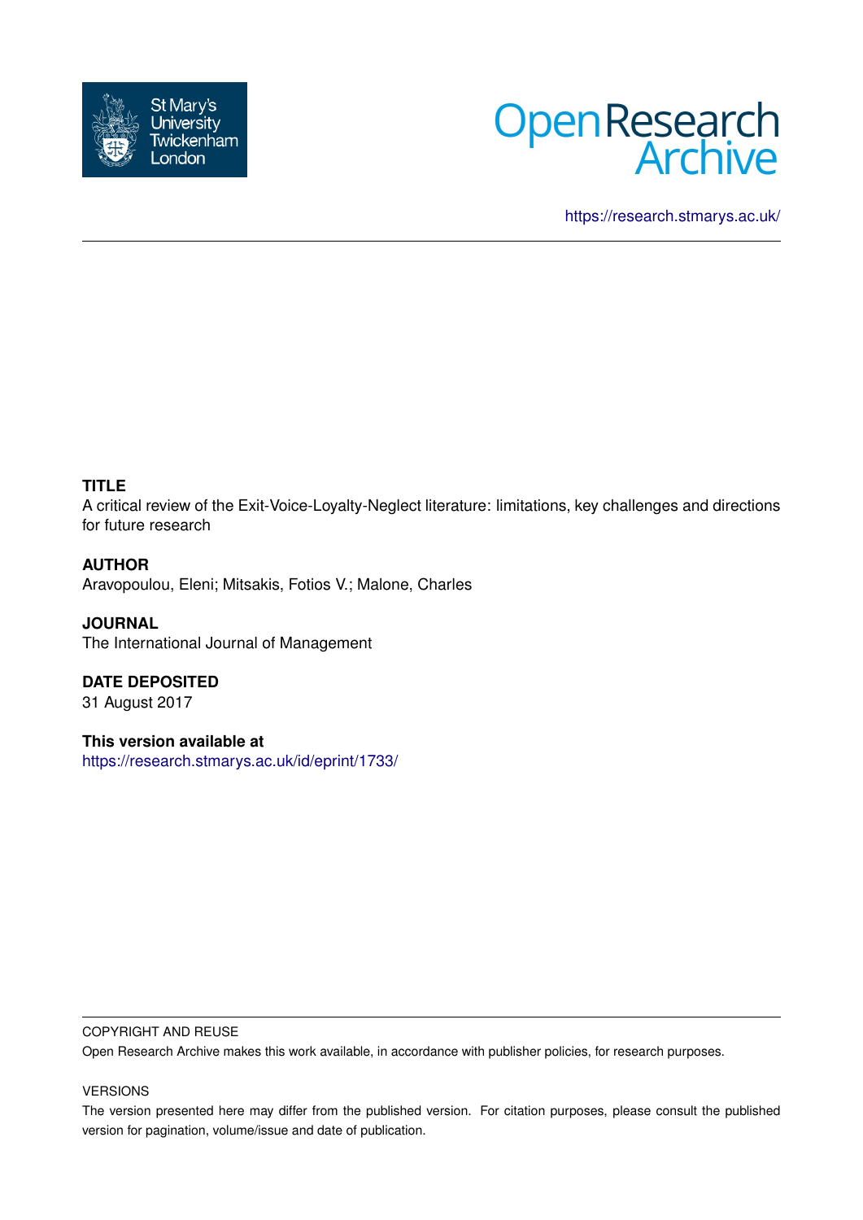St Mary's University Twickenham London

Open Research Archive

https://research.stmarys.ac.uk/

**TITLE**

A critical review of the Exit-Voice-Loyalty-Neglect literature: limitations, key challenges and directions for future research

**AUTHOR**

Aravopoulou, Eleni; Mitsakis, Fotios V.; Malone, Charles

**JOURNAL**

The International Journal of Management

**DATE DEPOSITED**

31 August 2017

**This version available at**

https://research.stmarys.ac.uk/id/eprint/1733/

COPYRIGHT AND REUSE

Open Research Archive makes this work available, in accordance with publisher policies, for research purposes.

VERSIONS

The version presented here may differ from the published version. For citation purposes, please consult the published version for pagination, volume/issue and date of publication.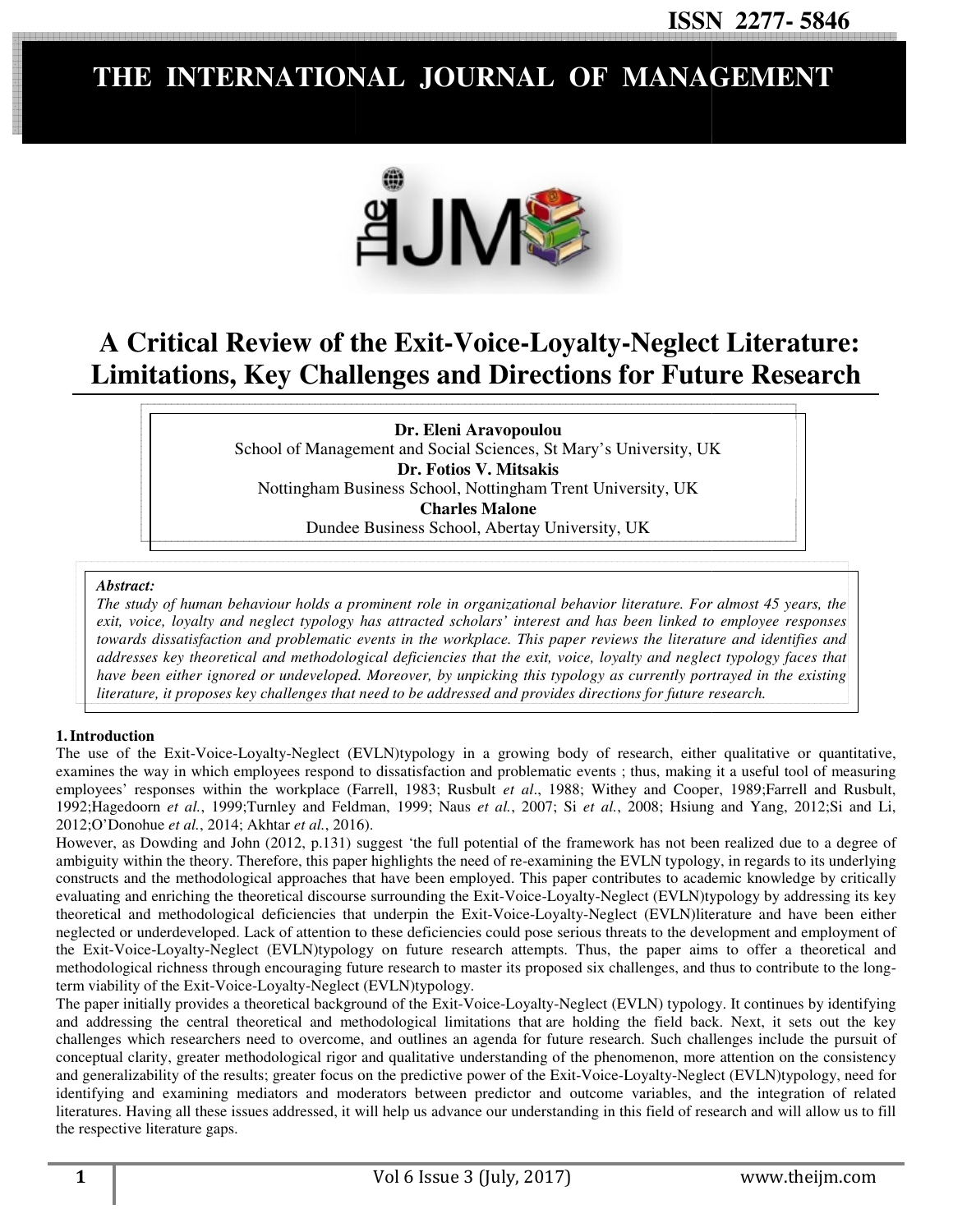# A Critical Review of the Exit-Voice-Loyalty-Neglect Literature: Limitations, Key Challenges and Directions for Future Research

**Dr. Eleni Aravopoulou**
School of Management and Social Sciences, St Mary's University, UK
**Dr. Fotios V. Mitsakis**
Nottingham Business School, Nottingham Trent University, UK
**Charles Malone**
Dundee Business School, Abertay University, UK

***Abstract:***
*The study of human behaviour holds a prominent role in organizational behavior literature. For almost 45 years, the exit, voice, loyalty and neglect typology has attracted scholars' interest and has been linked to employee responses towards dissatisfaction and problematic events in the workplace. This paper reviews the literature and identifies and addresses key theoretical and methodological deficiencies that the exit, voice, loyalty and neglect typology faces that have been either ignored or undeveloped. Moreover, by unpicking this typology as currently portrayed in the existing literature, it proposes key challenges that need to be addressed and provides directions for future research.*

## 1. Introduction

The use of the Exit-Voice-Loyalty-Neglect (EVLN)typology in a growing body of research, either qualitative or quantitative, examines the way in which employees respond to dissatisfaction and problematic events ; thus, making it a useful tool of measuring employees' responses within the workplace (Farrell, 1983; Rusbult *et al*., 1988; Withey and Cooper, 1989;Farrell and Rusbult, 1992;Hagedoorn *et al.*, 1999;Turnley and Feldman, 1999; Naus *et al.*, 2007; Si *et al.*, 2008; Hsiung and Yang, 2012;Si and Li, 2012;O'Donohue *et al.*, 2014; Akhtar *et al.*, 2016).

However, as Dowding and John (2012, p.131) suggest 'the full potential of the framework has not been realized due to a degree of ambiguity within the theory. Therefore, this paper highlights the need of re-examining the EVLN typology, in regards to its underlying constructs and the methodological approaches that have been employed. This paper contributes to academic knowledge by critically evaluating and enriching the theoretical discourse surrounding the Exit-Voice-Loyalty-Neglect (EVLN)typology by addressing its key theoretical and methodological deficiencies that underpin the Exit-Voice-Loyalty-Neglect (EVLN)literature and have been either neglected or underdeveloped. Lack of attention to these deficiencies could pose serious threats to the development and employment of the Exit-Voice-Loyalty-Neglect (EVLN)typology on future research attempts. Thus, the paper aims to offer a theoretical and methodological richness through encouraging future research to master its proposed six challenges, and thus to contribute to the long-term viability of the Exit-Voice-Loyalty-Neglect (EVLN)typology.

The paper initially provides a theoretical background of the Exit-Voice-Loyalty-Neglect (EVLN) typology. It continues by identifying and addressing the central theoretical and methodological limitations that are holding the field back. Next, it sets out the key challenges which researchers need to overcome, and outlines an agenda for future research. Such challenges include the pursuit of conceptual clarity, greater methodological rigor and qualitative understanding of the phenomenon, more attention on the consistency and generalizability of the results; greater focus on the predictive power of the Exit-Voice-Loyalty-Neglect (EVLN)typology, need for identifying and examining mediators and moderators between predictor and outcome variables, and the integration of related literatures. Having all these issues addressed, it will help us advance our understanding in this field of research and will allow us to fill the respective literature gaps.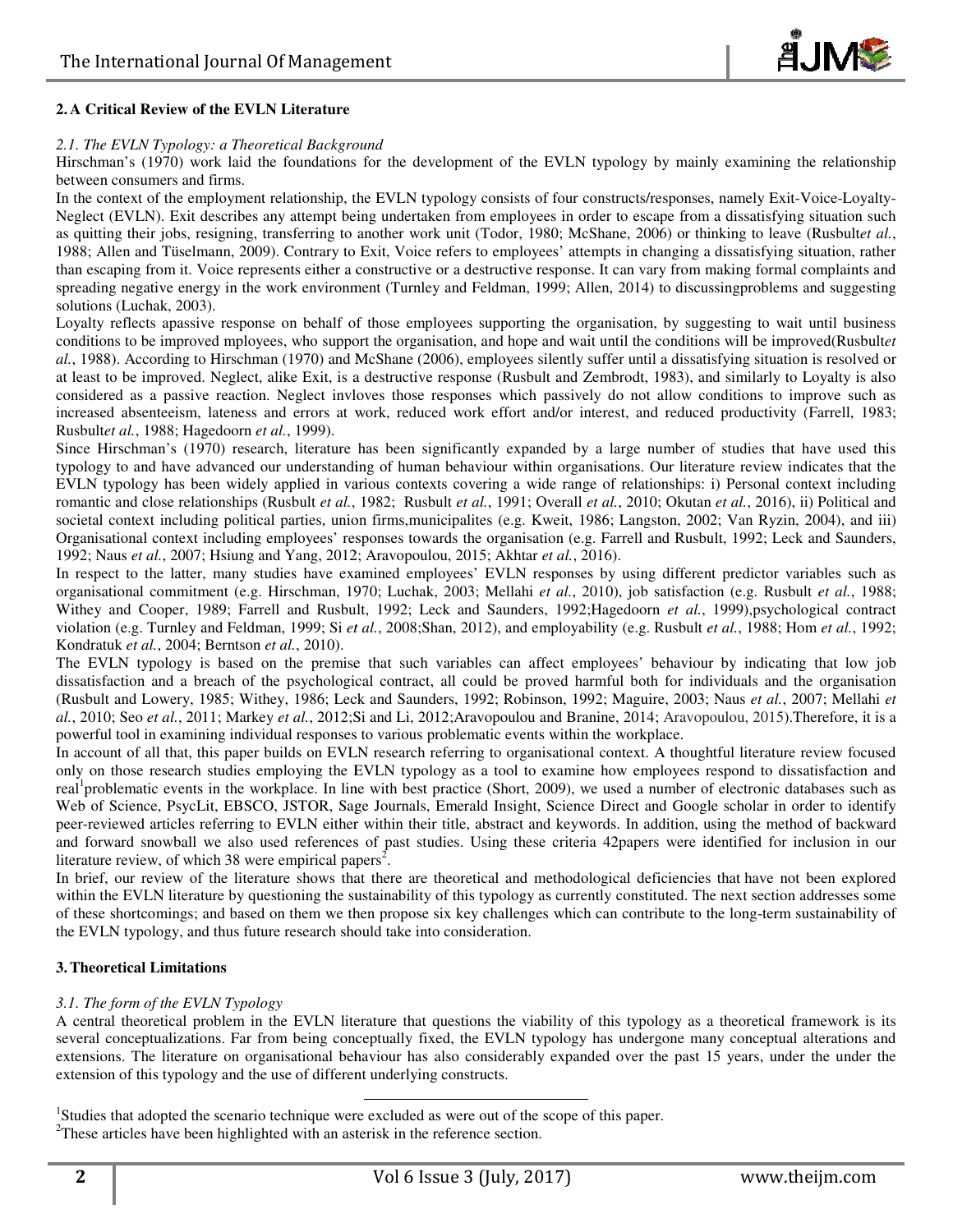## 2. A Critical Review of the EVLN Literature

### *2.1. The EVLN Typology: a Theoretical Background*

Hirschman's (1970) work laid the foundations for the development of the EVLN typology by mainly examining the relationship between consumers and firms.

In the context of the employment relationship, the EVLN typology consists of four constructs/responses, namely Exit-Voice-Loyalty-Neglect (EVLN). Exit describes any attempt being undertaken from employees in order to escape from a dissatisfying situation such as quitting their jobs, resigning, transferring to another work unit (Todor, 1980; McShane, 2006) or thinking to leave (Rusbult*et al.*, 1988; Allen and Tüselmann, 2009). Contrary to Exit, Voice refers to employees' attempts in changing a dissatisfying situation, rather than escaping from it. Voice represents either a constructive or a destructive response. It can vary from making formal complaints and spreading negative energy in the work environment (Turnley and Feldman, 1999; Allen, 2014) to discussingproblems and suggesting solutions (Luchak, 2003).

Loyalty reflects apassive response on behalf of those employees supporting the organisation, by suggesting to wait until business conditions to be improved mployees, who support the organisation, and hope and wait until the conditions will be improved(Rusbult*et al.*, 1988). According to Hirschman (1970) and McShane (2006), employees silently suffer until a dissatisfying situation is resolved or at least to be improved. Neglect, alike Exit, is a destructive response (Rusbult and Zembrodt, 1983), and similarly to Loyalty is also considered as a passive reaction. Neglect invloves those responses which passively do not allow conditions to improve such as increased absenteeism, lateness and errors at work, reduced work effort and/or interest, and reduced productivity (Farrell, 1983; Rusbult*et al.*, 1988; Hagedoorn *et al.*, 1999).

Since Hirschman's (1970) research, literature has been significantly expanded by a large number of studies that have used this typology to and have advanced our understanding of human behaviour within organisations. Our literature review indicates that the EVLN typology has been widely applied in various contexts covering a wide range of relationships: i) Personal context including romantic and close relationships (Rusbult *et al.*, 1982; Rusbult *et al.*, 1991; Overall *et al.*, 2010; Okutan *et al.*, 2016), ii) Political and societal context including political parties, union firms,municipalites (e.g. Kweit, 1986; Langston, 2002; Van Ryzin, 2004), and iii) Organisational context including employees' responses towards the organisation (e.g. Farrell and Rusbult, 1992; Leck and Saunders, 1992; Naus *et al.*, 2007; Hsiung and Yang, 2012; Aravopoulou, 2015; Akhtar *et al.*, 2016).

In respect to the latter, many studies have examined employees' EVLN responses by using different predictor variables such as organisational commitment (e.g. Hirschman, 1970; Luchak, 2003; Mellahi *et al.*, 2010), job satisfaction (e.g. Rusbult *et al.*, 1988; Withey and Cooper, 1989; Farrell and Rusbult, 1992; Leck and Saunders, 1992;Hagedoorn *et al.*, 1999),psychological contract violation (e.g. Turnley and Feldman, 1999; Si *et al.*, 2008;Shan, 2012), and employability (e.g. Rusbult *et al.*, 1988; Hom *et al.*, 1992; Kondratuk *et al.*, 2004; Berntson *et al.*, 2010).

The EVLN typology is based on the premise that such variables can affect employees' behaviour by indicating that low job dissatisfaction and a breach of the psychological contract, all could be proved harmful both for individuals and the organisation (Rusbult and Lowery, 1985; Withey, 1986; Leck and Saunders, 1992; Robinson, 1992; Maguire, 2003; Naus *et al.*, 2007; Mellahi *et al.*, 2010; Seo *et al.*, 2011; Markey *et al.*, 2012;Si and Li, 2012;Aravopoulou and Branine, 2014; Aravopoulou, 2015).Therefore, it is a powerful tool in examining individual responses to various problematic events within the workplace.

In account of all that, this paper builds on EVLN research referring to organisational context. A thoughtful literature review focused only on those research studies employing the EVLN typology as a tool to examine how employees respond to dissatisfaction and real[1]problematic events in the workplace. In line with best practice (Short, 2009), we used a number of electronic databases such as Web of Science, PsycLit, EBSCO, JSTOR, Sage Journals, Emerald Insight, Science Direct and Google scholar in order to identify peer-reviewed articles referring to EVLN either within their title, abstract and keywords. In addition, using the method of backward and forward snowball we also used references of past studies. Using these criteria 42papers were identified for inclusion in our literature review, of which 38 were empirical papers[2].

In brief, our review of the literature shows that there are theoretical and methodological deficiencies that have not been explored within the EVLN literature by questioning the sustainability of this typology as currently constituted. The next section addresses some of these shortcomings; and based on them we then propose six key challenges which can contribute to the long-term sustainability of the EVLN typology, and thus future research should take into consideration.

## 3. Theoretical Limitations

### *3.1. The form of the EVLN Typology*

A central theoretical problem in the EVLN literature that questions the viability of this typology as a theoretical framework is its several conceptualizations. Far from being conceptually fixed, the EVLN typology has undergone many conceptual alterations and extensions. The literature on organisational behaviour has also considerably expanded over the past 15 years, under the under the extension of this typology and the use of different underlying constructs.

---

[1]Studies that adopted the scenario technique were excluded as were out of the scope of this paper.

[2]These articles have been highlighted with an asterisk in the reference section.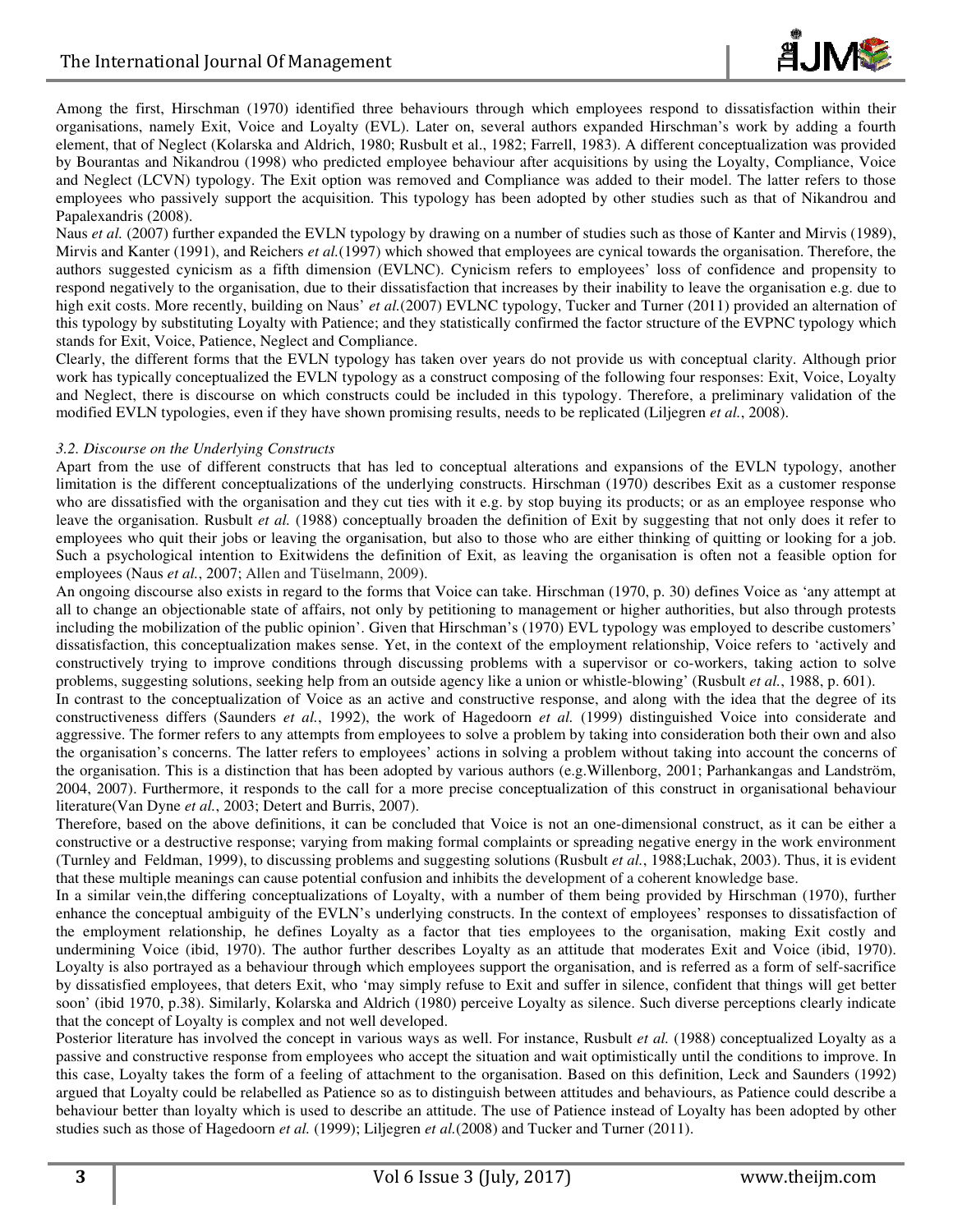Among the first, Hirschman (1970) identified three behaviours through which employees respond to dissatisfaction within their organisations, namely Exit, Voice and Loyalty (EVL). Later on, several authors expanded Hirschman's work by adding a fourth element, that of Neglect (Kolarska and Aldrich, 1980; Rusbult et al., 1982; Farrell, 1983). A different conceptualization was provided by Bourantas and Nikandrou (1998) who predicted employee behaviour after acquisitions by using the Loyalty, Compliance, Voice and Neglect (LCVN) typology. The Exit option was removed and Compliance was added to their model. The latter refers to those employees who passively support the acquisition. This typology has been adopted by other studies such as that of Nikandrou and Papalexandris (2008).

Naus *et al.* (2007) further expanded the EVLN typology by drawing on a number of studies such as those of Kanter and Mirvis (1989), Mirvis and Kanter (1991), and Reichers *et al.*(1997) which showed that employees are cynical towards the organisation. Therefore, the authors suggested cynicism as a fifth dimension (EVLNC). Cynicism refers to employees' loss of confidence and propensity to respond negatively to the organisation, due to their dissatisfaction that increases by their inability to leave the organisation e.g. due to high exit costs. More recently, building on Naus' *et al.*(2007) EVLNC typology, Tucker and Turner (2011) provided an alternation of this typology by substituting Loyalty with Patience; and they statistically confirmed the factor structure of the EVPNC typology which stands for Exit, Voice, Patience, Neglect and Compliance.

Clearly, the different forms that the EVLN typology has taken over years do not provide us with conceptual clarity. Although prior work has typically conceptualized the EVLN typology as a construct composing of the following four responses: Exit, Voice, Loyalty and Neglect, there is discourse on which constructs could be included in this typology. Therefore, a preliminary validation of the modified EVLN typologies, even if they have shown promising results, needs to be replicated (Liljegren *et al.*, 2008).

### *3.2. Discourse on the Underlying Constructs*

Apart from the use of different constructs that has led to conceptual alterations and expansions of the EVLN typology, another limitation is the different conceptualizations of the underlying constructs. Hirschman (1970) describes Exit as a customer response who are dissatisfied with the organisation and they cut ties with it e.g. by stop buying its products; or as an employee response who leave the organisation. Rusbult *et al.* (1988) conceptually broaden the definition of Exit by suggesting that not only does it refer to employees who quit their jobs or leaving the organisation, but also to those who are either thinking of quitting or looking for a job. Such a psychological intention to Exitwidens the definition of Exit, as leaving the organisation is often not a feasible option for employees (Naus *et al.*, 2007; Allen and Tüselmann, 2009).

An ongoing discourse also exists in regard to the forms that Voice can take. Hirschman (1970, p. 30) defines Voice as 'any attempt at all to change an objectionable state of affairs, not only by petitioning to management or higher authorities, but also through protests including the mobilization of the public opinion'. Given that Hirschman's (1970) EVL typology was employed to describe customers' dissatisfaction, this conceptualization makes sense. Yet, in the context of the employment relationship, Voice refers to 'actively and constructively trying to improve conditions through discussing problems with a supervisor or co-workers, taking action to solve problems, suggesting solutions, seeking help from an outside agency like a union or whistle-blowing' (Rusbult *et al.*, 1988, p. 601).

In contrast to the conceptualization of Voice as an active and constructive response, and along with the idea that the degree of its constructiveness differs (Saunders *et al.*, 1992), the work of Hagedoorn *et al.* (1999) distinguished Voice into considerate and aggressive. The former refers to any attempts from employees to solve a problem by taking into consideration both their own and also the organisation's concerns. The latter refers to employees' actions in solving a problem without taking into account the concerns of the organisation. This is a distinction that has been adopted by various authors (e.g.Willenborg, 2001; Parhankangas and Landström, 2004, 2007). Furthermore, it responds to the call for a more precise conceptualization of this construct in organisational behaviour literature(Van Dyne *et al.*, 2003; Detert and Burris, 2007).

Therefore, based on the above definitions, it can be concluded that Voice is not an one-dimensional construct, as it can be either a constructive or a destructive response; varying from making formal complaints or spreading negative energy in the work environment (Turnley and Feldman, 1999), to discussing problems and suggesting solutions (Rusbult *et al.*, 1988;Luchak, 2003). Thus, it is evident that these multiple meanings can cause potential confusion and inhibits the development of a coherent knowledge base.

In a similar vein,the differing conceptualizations of Loyalty, with a number of them being provided by Hirschman (1970), further enhance the conceptual ambiguity of the EVLN's underlying constructs. In the context of employees' responses to dissatisfaction of the employment relationship, he defines Loyalty as a factor that ties employees to the organisation, making Exit costly and undermining Voice (ibid, 1970). The author further describes Loyalty as an attitude that moderates Exit and Voice (ibid, 1970). Loyalty is also portrayed as a behaviour through which employees support the organisation, and is referred as a form of self-sacrifice by dissatisfied employees, that deters Exit, who 'may simply refuse to Exit and suffer in silence, confident that things will get better soon' (ibid 1970, p.38). Similarly, Kolarska and Aldrich (1980) perceive Loyalty as silence. Such diverse perceptions clearly indicate that the concept of Loyalty is complex and not well developed.

Posterior literature has involved the concept in various ways as well. For instance, Rusbult *et al.* (1988) conceptualized Loyalty as a passive and constructive response from employees who accept the situation and wait optimistically until the conditions to improve. In this case, Loyalty takes the form of a feeling of attachment to the organisation. Based on this definition, Leck and Saunders (1992) argued that Loyalty could be relabelled as Patience so as to distinguish between attitudes and behaviours, as Patience could describe a behaviour better than loyalty which is used to describe an attitude. The use of Patience instead of Loyalty has been adopted by other studies such as those of Hagedoorn *et al.* (1999); Liljegren *et al.*(2008) and Tucker and Turner (2011).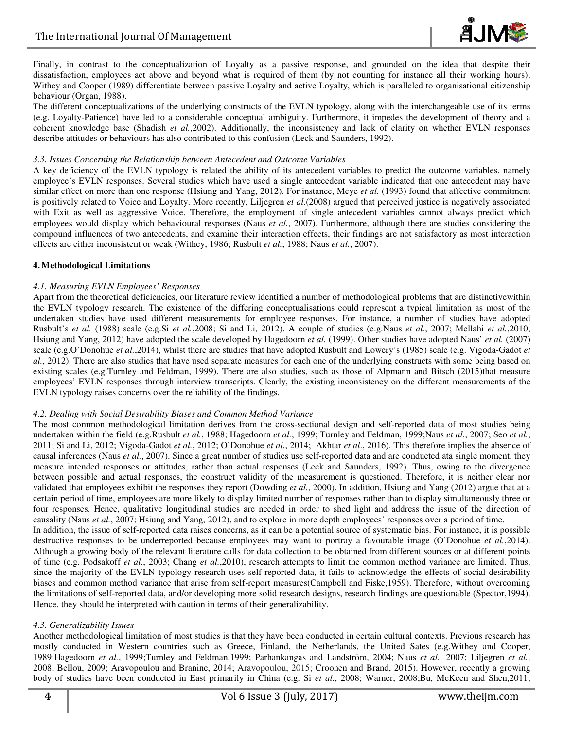Finally, in contrast to the conceptualization of Loyalty as a passive response, and grounded on the idea that despite their dissatisfaction, employees act above and beyond what is required of them (by not counting for instance all their working hours); Withey and Cooper (1989) differentiate between passive Loyalty and active Loyalty, which is paralleled to organisational citizenship behaviour (Organ, 1988).

The different conceptualizations of the underlying constructs of the EVLN typology, along with the interchangeable use of its terms (e.g. Loyalty-Patience) have led to a considerable conceptual ambiguity. Furthermore, it impedes the development of theory and a coherent knowledge base (Shadish *et al.*,2002). Additionally, the inconsistency and lack of clarity on whether EVLN responses describe attitudes or behaviours has also contributed to this confusion (Leck and Saunders, 1992).

### *3.3. Issues Concerning the Relationship between Antecedent and Outcome Variables*

A key deficiency of the EVLN typology is related the ability of its antecedent variables to predict the outcome variables, namely employee's EVLN responses. Several studies which have used a single antecedent variable indicated that one antecedent may have similar effect on more than one response (Hsiung and Yang, 2012). For instance, Meye *et al.* (1993) found that affective commitment is positively related to Voice and Loyalty. More recently, Liljegren *et al.*(2008) argued that perceived justice is negatively associated with Exit as well as aggressive Voice. Therefore, the employment of single antecedent variables cannot always predict which employees would display which behavioural responses (Naus *et al.*, 2007). Furthermore, although there are studies considering the compound influences of two antecedents, and examine their interaction effects, their findings are not satisfactory as most interaction effects are either inconsistent or weak (Withey, 1986; Rusbult *et al.*, 1988; Naus *et al.*, 2007).

## **4. Methodological Limitations**

### *4.1. Measuring EVLN Employees' Responses*

Apart from the theoretical deficiencies, our literature review identified a number of methodological problems that are distinctivewithin the EVLN typology research. The existence of the differing conceptualisations could represent a typical limitation as most of the undertaken studies have used different measurements for employee responses. For instance, a number of studies have adopted Rusbult's *et al.* (1988) scale (e.g.Si *et al.*,2008; Si and Li, 2012). A couple of studies (e.g.Naus *et al.*, 2007; Mellahi *et al.*,2010; Hsiung and Yang, 2012) have adopted the scale developed by Hagedoorn *et al.* (1999). Other studies have adopted Naus' *et al.* (2007) scale (e.g.O'Donohue *et al.*,2014), whilst there are studies that have adopted Rusbult and Lowery's (1985) scale (e.g. Vigoda-Gadot *et al.*, 2012). There are also studies that have used separate measures for each one of the underlying constructs with some being based on existing scales (e.g.Turnley and Feldman, 1999). There are also studies, such as those of Alpmann and Bitsch (2015)that measure employees' EVLN responses through interview transcripts. Clearly, the existing inconsistency on the different measurements of the EVLN typology raises concerns over the reliability of the findings.

### *4.2. Dealing with Social Desirability Biases and Common Method Variance*

The most common methodological limitation derives from the cross-sectional design and self-reported data of most studies being undertaken within the field (e.g.Rusbult *et al.*, 1988; Hagedoorn *et al.*, 1999; Turnley and Feldman, 1999;Naus *et al.*, 2007; Seo *et al.*, 2011; Si and Li, 2012; Vigoda-Gadot *et al.*, 2012; O'Donohue *et al.*, 2014; Akhtar *et al*., 2016). This therefore implies the absence of causal inferences (Naus *et al.*, 2007). Since a great number of studies use self-reported data and are conducted ata single moment, they measure intended responses or attitudes, rather than actual responses (Leck and Saunders, 1992). Thus, owing to the divergence between possible and actual responses, the construct validity of the measurement is questioned. Therefore, it is neither clear nor validated that employees exhibit the responses they report (Dowding *et al.*, 2000). In addition, Hsiung and Yang (2012) argue that at a certain period of time, employees are more likely to display limited number of responses rather than to display simultaneously three or four responses. Hence, qualitative longitudinal studies are needed in order to shed light and address the issue of the direction of causality (Naus *et al.*, 2007; Hsiung and Yang, 2012), and to explore in more depth employees' responses over a period of time.

In addition, the issue of self-reported data raises concerns, as it can be a potential source of systematic bias. For instance, it is possible destructive responses to be underreported because employees may want to portray a favourable image (O'Donohue *et al.*,2014). Although a growing body of the relevant literature calls for data collection to be obtained from different sources or at different points of time (e.g. Podsakoff *et al.*, 2003; Chang *et al.*,2010), research attempts to limit the common method variance are limited. Thus, since the majority of the EVLN typology research uses self-reported data, it fails to acknowledge the effects of social desirability biases and common method variance that arise from self-report measures(Campbell and Fiske,1959). Therefore, without overcoming the limitations of self-reported data, and/or developing more solid research designs, research findings are questionable (Spector,1994). Hence, they should be interpreted with caution in terms of their generalizability.

### *4.3. Generalizability Issues*

Another methodological limitation of most studies is that they have been conducted in certain cultural contexts. Previous research has mostly conducted in Western countries such as Greece, Finland, the Netherlands, the United Sates (e.g.Withey and Cooper, 1989;Hagedoorn *et al.*, 1999;Turnley and Feldman,1999; Parhankangas and Landström, 2004; Naus *et al.*, 2007; Liljegren *et al.*, 2008; Bellou, 2009; Aravopoulou and Branine, 2014; Aravopoulou, 2015; Croonen and Brand, 2015). However, recently a growing body of studies have been conducted in East primarily in China (e.g. Si *et al.*, 2008; Warner, 2008;Bu, McKeen and Shen,2011;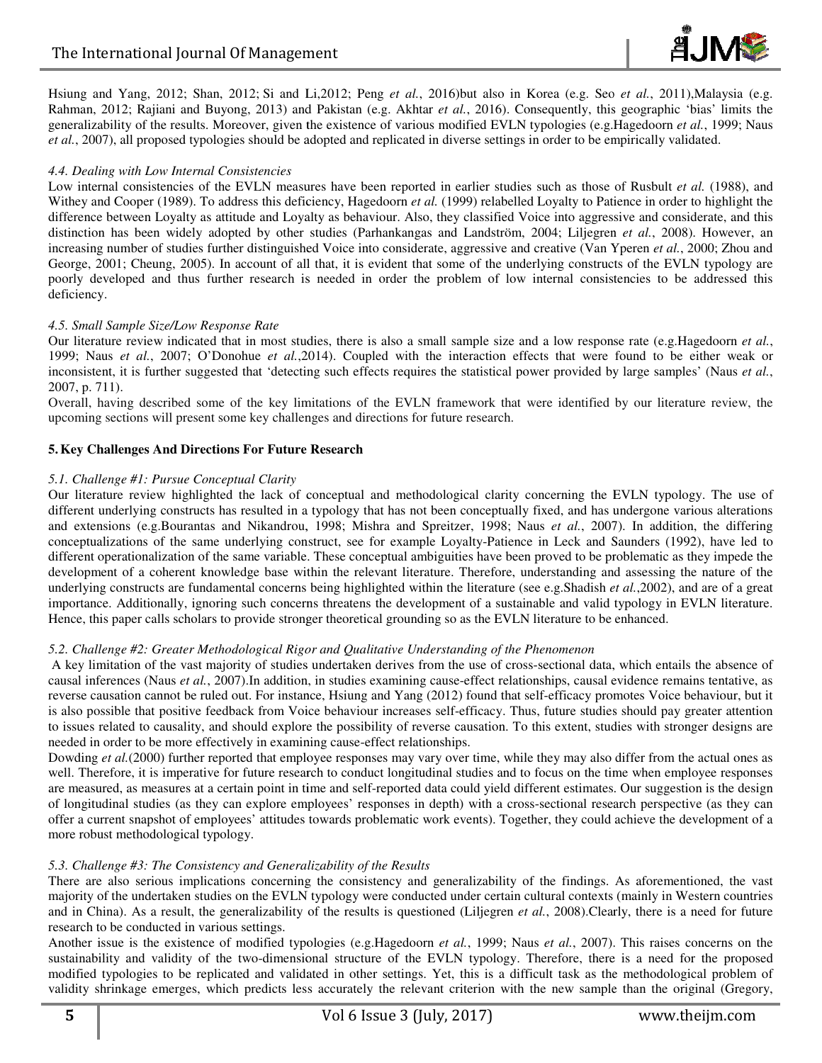Hsiung and Yang, 2012; Shan, 2012; Si and Li,2012; Peng *et al.*, 2016)but also in Korea (e.g. Seo *et al.*, 2011),Malaysia (e.g. Rahman, 2012; Rajiani and Buyong, 2013) and Pakistan (e.g. Akhtar *et al.*, 2016). Consequently, this geographic 'bias' limits the generalizability of the results. Moreover, given the existence of various modified EVLN typologies (e.g.Hagedoorn *et al.*, 1999; Naus *et al.*, 2007), all proposed typologies should be adopted and replicated in diverse settings in order to be empirically validated.

#### *4.4. Dealing with Low Internal Consistencies*

Low internal consistencies of the EVLN measures have been reported in earlier studies such as those of Rusbult *et al.* (1988), and Withey and Cooper (1989). To address this deficiency, Hagedoorn *et al.* (1999) relabelled Loyalty to Patience in order to highlight the difference between Loyalty as attitude and Loyalty as behaviour. Also, they classified Voice into aggressive and considerate, and this distinction has been widely adopted by other studies (Parhankangas and Landström, 2004; Liljegren *et al.*, 2008). However, an increasing number of studies further distinguished Voice into considerate, aggressive and creative (Van Yperen *et al.*, 2000; Zhou and George, 2001; Cheung, 2005). In account of all that, it is evident that some of the underlying constructs of the EVLN typology are poorly developed and thus further research is needed in order the problem of low internal consistencies to be addressed this deficiency.

#### *4.5. Small Sample Size/Low Response Rate*

Our literature review indicated that in most studies, there is also a small sample size and a low response rate (e.g.Hagedoorn *et al.*, 1999; Naus *et al.*, 2007; O'Donohue *et al.*,2014). Coupled with the interaction effects that were found to be either weak or inconsistent, it is further suggested that 'detecting such effects requires the statistical power provided by large samples' (Naus *et al.*, 2007, p. 711).

Overall, having described some of the key limitations of the EVLN framework that were identified by our literature review, the upcoming sections will present some key challenges and directions for future research.

### 5. Key Challenges And Directions For Future Research

#### *5.1. Challenge #1: Pursue Conceptual Clarity*

Our literature review highlighted the lack of conceptual and methodological clarity concerning the EVLN typology. The use of different underlying constructs has resulted in a typology that has not been conceptually fixed, and has undergone various alterations and extensions (e.g.Bourantas and Nikandrou, 1998; Mishra and Spreitzer, 1998; Naus *et al.*, 2007). In addition, the differing conceptualizations of the same underlying construct, see for example Loyalty-Patience in Leck and Saunders (1992), have led to different operationalization of the same variable. These conceptual ambiguities have been proved to be problematic as they impede the development of a coherent knowledge base within the relevant literature. Therefore, understanding and assessing the nature of the underlying constructs are fundamental concerns being highlighted within the literature (see e.g.Shadish *et al.*,2002), and are of a great importance. Additionally, ignoring such concerns threatens the development of a sustainable and valid typology in EVLN literature. Hence, this paper calls scholars to provide stronger theoretical grounding so as the EVLN literature to be enhanced.

#### *5.2. Challenge #2: Greater Methodological Rigor and Qualitative Understanding of the Phenomenon*

A key limitation of the vast majority of studies undertaken derives from the use of cross-sectional data, which entails the absence of causal inferences (Naus *et al.*, 2007).In addition, in studies examining cause-effect relationships, causal evidence remains tentative, as reverse causation cannot be ruled out. For instance, Hsiung and Yang (2012) found that self-efficacy promotes Voice behaviour, but it is also possible that positive feedback from Voice behaviour increases self-efficacy. Thus, future studies should pay greater attention to issues related to causality, and should explore the possibility of reverse causation. To this extent, studies with stronger designs are needed in order to be more effectively in examining cause-effect relationships.

Dowding *et al.*(2000) further reported that employee responses may vary over time, while they may also differ from the actual ones as well. Therefore, it is imperative for future research to conduct longitudinal studies and to focus on the time when employee responses are measured, as measures at a certain point in time and self-reported data could yield different estimates. Our suggestion is the design of longitudinal studies (as they can explore employees' responses in depth) with a cross-sectional research perspective (as they can offer a current snapshot of employees' attitudes towards problematic work events). Together, they could achieve the development of a more robust methodological typology.

#### *5.3. Challenge #3: The Consistency and Generalizability of the Results*

There are also serious implications concerning the consistency and generalizability of the findings. As aforementioned, the vast majority of the undertaken studies on the EVLN typology were conducted under certain cultural contexts (mainly in Western countries and in China). As a result, the generalizability of the results is questioned (Liljegren *et al.*, 2008).Clearly, there is a need for future research to be conducted in various settings.

Another issue is the existence of modified typologies (e.g.Hagedoorn *et al.*, 1999; Naus *et al.*, 2007). This raises concerns on the sustainability and validity of the two-dimensional structure of the EVLN typology. Therefore, there is a need for the proposed modified typologies to be replicated and validated in other settings. Yet, this is a difficult task as the methodological problem of validity shrinkage emerges, which predicts less accurately the relevant criterion with the new sample than the original (Gregory,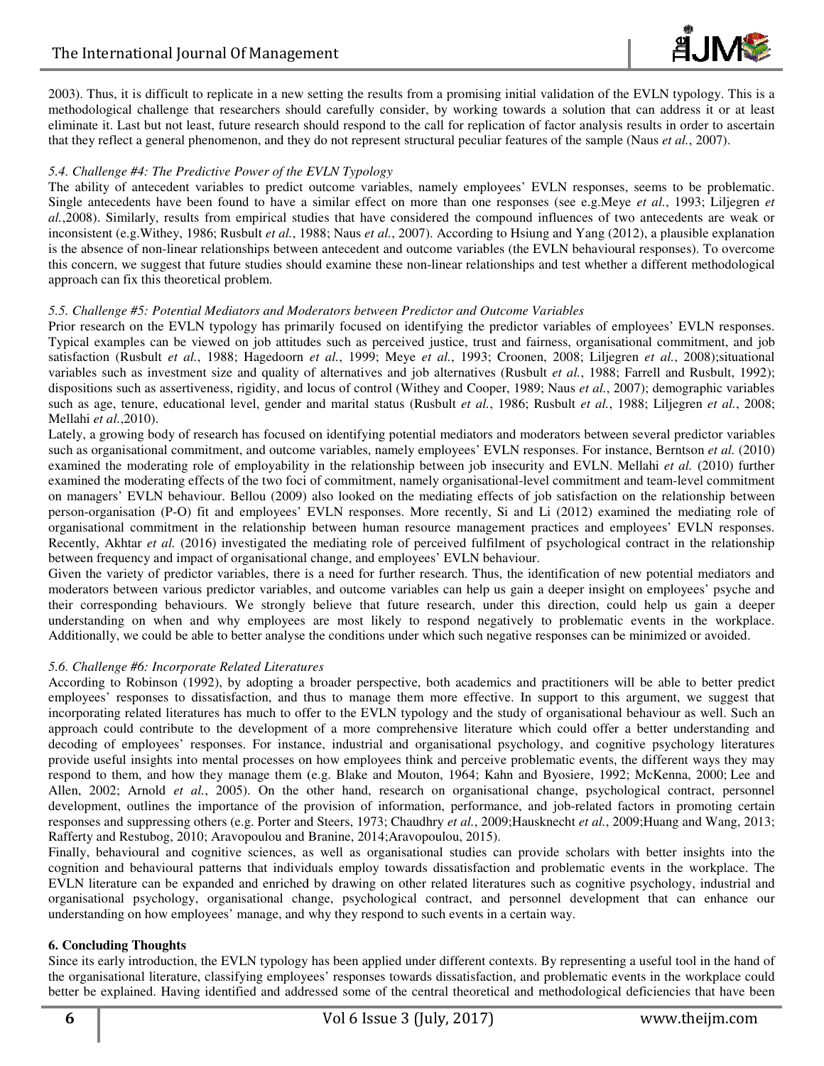2003). Thus, it is difficult to replicate in a new setting the results from a promising initial validation of the EVLN typology. This is a methodological challenge that researchers should carefully consider, by working towards a solution that can address it or at least eliminate it. Last but not least, future research should respond to the call for replication of factor analysis results in order to ascertain that they reflect a general phenomenon, and they do not represent structural peculiar features of the sample (Naus *et al.*, 2007).

### *5.4. Challenge #4: The Predictive Power of the EVLN Typology*

The ability of antecedent variables to predict outcome variables, namely employees' EVLN responses, seems to be problematic. Single antecedents have been found to have a similar effect on more than one responses (see e.g.Meye *et al.*, 1993; Liljegren *et al.*,2008). Similarly, results from empirical studies that have considered the compound influences of two antecedents are weak or inconsistent (e.g.Withey, 1986; Rusbult *et al.*, 1988; Naus *et al.*, 2007). According to Hsiung and Yang (2012), a plausible explanation is the absence of non-linear relationships between antecedent and outcome variables (the EVLN behavioural responses). To overcome this concern, we suggest that future studies should examine these non-linear relationships and test whether a different methodological approach can fix this theoretical problem.

### *5.5. Challenge #5: Potential Mediators and Moderators between Predictor and Outcome Variables*

Prior research on the EVLN typology has primarily focused on identifying the predictor variables of employees' EVLN responses. Typical examples can be viewed on job attitudes such as perceived justice, trust and fairness, organisational commitment, and job satisfaction (Rusbult *et al.*, 1988; Hagedoorn *et al.*, 1999; Meye *et al.*, 1993; Croonen, 2008; Liljegren *et al.*, 2008);situational variables such as investment size and quality of alternatives and job alternatives (Rusbult *et al.*, 1988; Farrell and Rusbult, 1992); dispositions such as assertiveness, rigidity, and locus of control (Withey and Cooper, 1989; Naus *et al.*, 2007); demographic variables such as age, tenure, educational level, gender and marital status (Rusbult *et al.*, 1986; Rusbult *et al.*, 1988; Liljegren *et al.*, 2008; Mellahi *et al.*,2010).

Lately, a growing body of research has focused on identifying potential mediators and moderators between several predictor variables such as organisational commitment, and outcome variables, namely employees' EVLN responses. For instance, Berntson *et al.* (2010) examined the moderating role of employability in the relationship between job insecurity and EVLN. Mellahi *et al.* (2010) further examined the moderating effects of the two foci of commitment, namely organisational-level commitment and team-level commitment on managers' EVLN behaviour. Bellou (2009) also looked on the mediating effects of job satisfaction on the relationship between person-organisation (P-O) fit and employees' EVLN responses. More recently, Si and Li (2012) examined the mediating role of organisational commitment in the relationship between human resource management practices and employees' EVLN responses. Recently, Akhtar *et al.* (2016) investigated the mediating role of perceived fulfilment of psychological contract in the relationship between frequency and impact of organisational change, and employees' EVLN behaviour.

Given the variety of predictor variables, there is a need for further research. Thus, the identification of new potential mediators and moderators between various predictor variables, and outcome variables can help us gain a deeper insight on employees' psyche and their corresponding behaviours. We strongly believe that future research, under this direction, could help us gain a deeper understanding on when and why employees are most likely to respond negatively to problematic events in the workplace. Additionally, we could be able to better analyse the conditions under which such negative responses can be minimized or avoided.

### *5.6. Challenge #6: Incorporate Related Literatures*

According to Robinson (1992), by adopting a broader perspective, both academics and practitioners will be able to better predict employees' responses to dissatisfaction, and thus to manage them more effective. In support to this argument, we suggest that incorporating related literatures has much to offer to the EVLN typology and the study of organisational behaviour as well. Such an approach could contribute to the development of a more comprehensive literature which could offer a better understanding and decoding of employees' responses. For instance, industrial and organisational psychology, and cognitive psychology literatures provide useful insights into mental processes on how employees think and perceive problematic events, the different ways they may respond to them, and how they manage them (e.g. Blake and Mouton, 1964; Kahn and Byosiere, 1992; McKenna, 2000; Lee and Allen, 2002; Arnold *et al.*, 2005). On the other hand, research on organisational change, psychological contract, personnel development, outlines the importance of the provision of information, performance, and job-related factors in promoting certain responses and suppressing others (e.g. Porter and Steers, 1973; Chaudhry *et al.*, 2009;Hausknecht *et al.*, 2009;Huang and Wang, 2013; Rafferty and Restubog, 2010; Aravopoulou and Branine, 2014;Aravopoulou, 2015).

Finally, behavioural and cognitive sciences, as well as organisational studies can provide scholars with better insights into the cognition and behavioural patterns that individuals employ towards dissatisfaction and problematic events in the workplace. The EVLN literature can be expanded and enriched by drawing on other related literatures such as cognitive psychology, industrial and organisational psychology, organisational change, psychological contract, and personnel development that can enhance our understanding on how employees manage, and why they respond to such events in a certain way.

## 6. Concluding Thoughts

Since its early introduction, the EVLN typology has been applied under different contexts. By representing a useful tool in the hand of the organisational literature, classifying employees' responses towards dissatisfaction, and problematic events in the workplace could better be explained. Having identified and addressed some of the central theoretical and methodological deficiencies that have been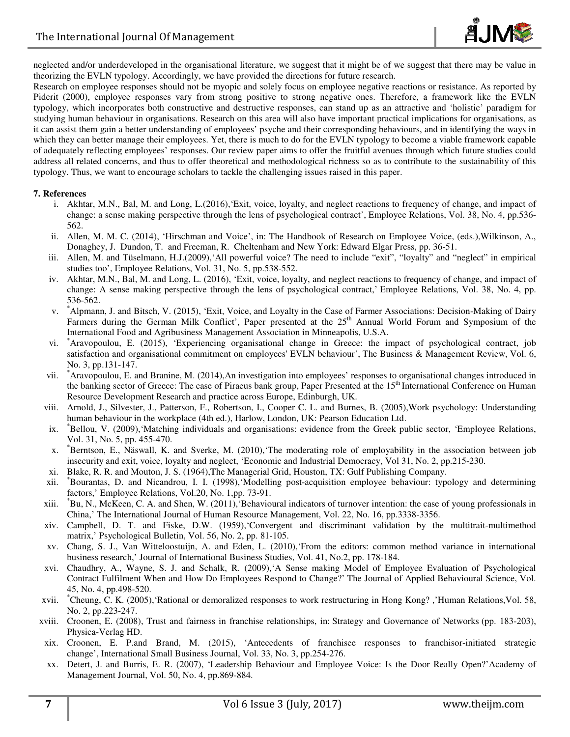neglected and/or underdeveloped in the organisational literature, we suggest that it might be of we suggest that there may be value in theorizing the EVLN typology. Accordingly, we have provided the directions for future research.

Research on employee responses should not be myopic and solely focus on employee negative reactions or resistance. As reported by Piderit (2000), employee responses vary from strong positive to strong negative ones. Therefore, a framework like the EVLN typology, which incorporates both constructive and destructive responses, can stand up as an attractive and 'holistic' paradigm for studying human behaviour in organisations. Research on this area will also have important practical implications for organisations, as it can assist them gain a better understanding of employees' psyche and their corresponding behaviours, and in identifying the ways in which they can better manage their employees. Yet, there is much to do for the EVLN typology to become a viable framework capable of adequately reflecting employees' responses. Our review paper aims to offer the fruitful avenues through which future studies could address all related concerns, and thus to offer theoretical and methodological richness so as to contribute to the sustainability of this typology. Thus, we want to encourage scholars to tackle the challenging issues raised in this paper.

**7. References**

i. Akhtar, M.N., Bal, M. and Long, L.(2016),'Exit, voice, loyalty, and neglect reactions to frequency of change, and impact of change: a sense making perspective through the lens of psychological contract', Employee Relations, Vol. 38, No. 4, pp.536-562.
ii. Allen, M. M. C. (2014), 'Hirschman and Voice', in: The Handbook of Research on Employee Voice, (eds.),Wilkinson, A., Donaghey, J. Dundon, T. and Freeman, R. Cheltenham and New York: Edward Elgar Press, pp. 36-51.
iii. Allen, M. and Tüselmann, H.J.(2009),'All powerful voice? The need to include "exit", "loyalty" and "neglect" in empirical studies too', Employee Relations, Vol. 31, No. 5, pp.538-552.
iv. Akhtar, M.N., Bal, M. and Long, L. (2016), 'Exit, voice, loyalty, and neglect reactions to frequency of change, and impact of change: A sense making perspective through the lens of psychological contract,' Employee Relations, Vol. 38, No. 4, pp. 536-562.
v. *Alpmann, J. and Bitsch, V. (2015), 'Exit, Voice, and Loyalty in the Case of Farmer Associations: Decision-Making of Dairy Farmers during the German Milk Conflict', Paper presented at the 25th Annual World Forum and Symposium of the International Food and Agribusiness Management Association in Minneapolis, U.S.A.
vi. *Aravopoulou, E. (2015), 'Experiencing organisational change in Greece: the impact of psychological contract, job satisfaction and organisational commitment on employees' EVLN behaviour', The Business & Management Review, Vol. 6, No. 3, pp.131-147.
vii. *Aravopoulou, E. and Branine, M. (2014),An investigation into employees' responses to organisational changes introduced in the banking sector of Greece: The case of Piraeus bank group, Paper Presented at the 15th International Conference on Human Resource Development Research and practice across Europe, Edinburgh, UK.
viii. Arnold, J., Silvester, J., Patterson, F., Robertson, I., Cooper C. L. and Burnes, B. (2005),Work psychology: Understanding human behaviour in the workplace (4th ed.), Harlow, London, UK: Pearson Education Ltd.
ix. *Bellou, V. (2009),'Matching individuals and organisations: evidence from the Greek public sector, 'Employee Relations, Vol. 31, No. 5, pp. 455-470.
x. *Berntson, E., Näswall, K. and Sverke, M. (2010),'The moderating role of employability in the association between job insecurity and exit, voice, loyalty and neglect, 'Economic and Industrial Democracy, Vol 31, No. 2, pp.215-230.
xi. Blake, R. R. and Mouton, J. S. (1964),The Managerial Grid, Houston, TX: Gulf Publishing Company.
xii. *Bourantas, D. and Nicandrou, I. I. (1998),'Modelling post-acquisition employee behaviour: typology and determining factors,' Employee Relations, Vol.20, No. 1,pp. 73-91.
xiii. *Bu, N., McKeen, C. A. and Shen, W. (2011),'Behavioural indicators of turnover intention: the case of young professionals in China,' The International Journal of Human Resource Management, Vol. 22, No. 16, pp.3338-3356.
xiv. Campbell, D. T. and Fiske, D.W. (1959),'Convergent and discriminant validation by the multitrait-multimethod matrix,' Psychological Bulletin, Vol. 56, No. 2, pp. 81-105.
xv. Chang, S. J., Van Witteloostuijn, A. and Eden, L. (2010),'From the editors: common method variance in international business research,' Journal of International Business Studies, Vol. 41, No.2, pp. 178-184.
xvi. Chaudhry, A., Wayne, S. J. and Schalk, R. (2009),'A Sense making Model of Employee Evaluation of Psychological Contract Fulfilment When and How Do Employees Respond to Change?' The Journal of Applied Behavioural Science, Vol. 45, No. 4, pp.498-520.
xvii. *Cheung, C. K. (2005),'Rational or demoralized responses to work restructuring in Hong Kong? ,'Human Relations,Vol. 58, No. 2, pp.223-247.
xviii. Croonen, E. (2008), Trust and fairness in franchise relationships, in: Strategy and Governance of Networks (pp. 183-203), Physica-Verlag HD.
xix. Croonen, E. P.and Brand, M. (2015), 'Antecedents of franchisee responses to franchisor-initiated strategic change', International Small Business Journal, Vol. 33, No. 3, pp.254-276.
xx. Detert, J. and Burris, E. R. (2007), 'Leadership Behaviour and Employee Voice: Is the Door Really Open?'Academy of Management Journal, Vol. 50, No. 4, pp.869-884.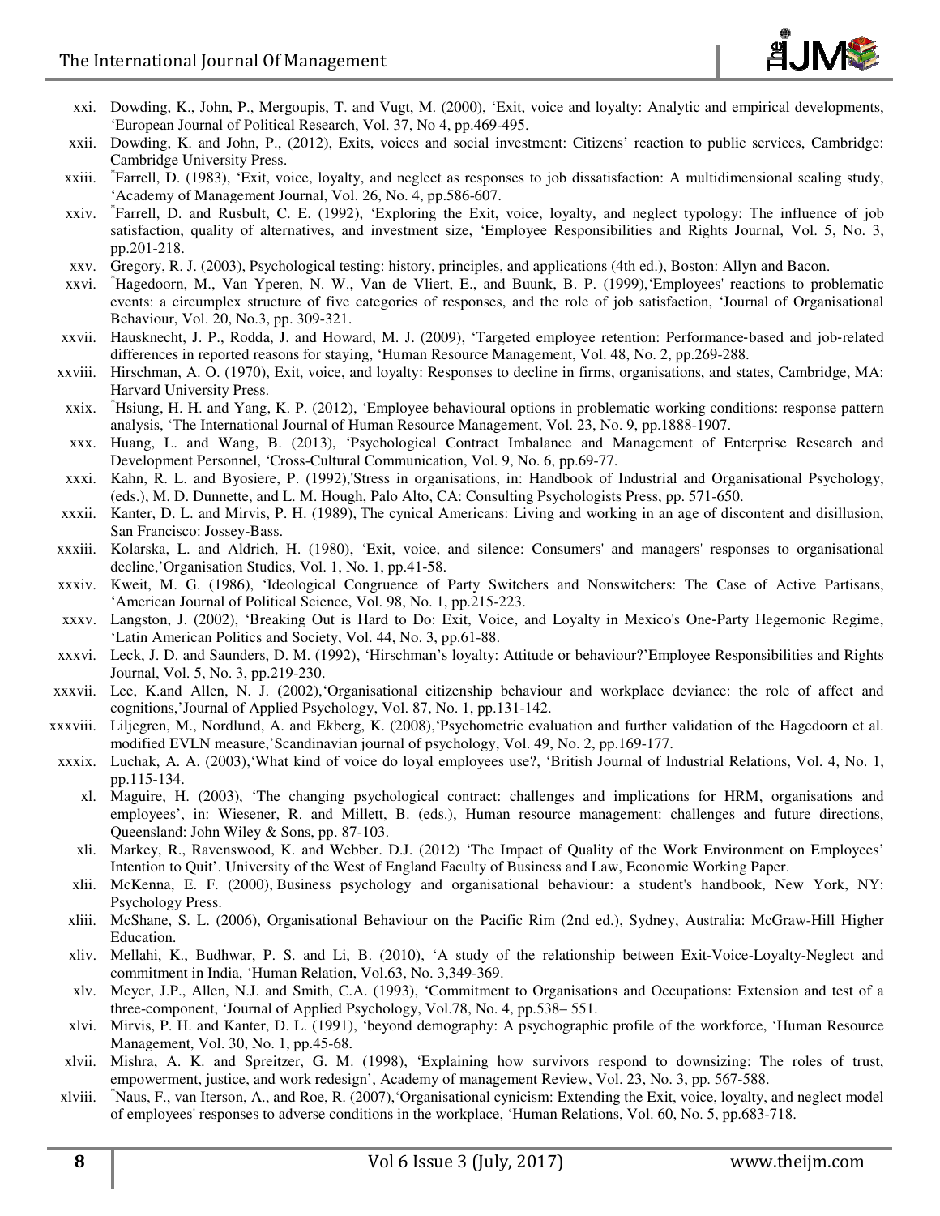xxi. Dowding, K., John, P., Mergoupis, T. and Vugt, M. (2000), 'Exit, voice and loyalty: Analytic and empirical developments, 'European Journal of Political Research, Vol. 37, No 4, pp.469-495.

xxii. Dowding, K. and John, P., (2012), Exits, voices and social investment: Citizens' reaction to public services, Cambridge: Cambridge University Press.

xxiii. *Farrell, D. (1983), 'Exit, voice, loyalty, and neglect as responses to job dissatisfaction: A multidimensional scaling study, 'Academy of Management Journal, Vol. 26, No. 4, pp.586-607.

xxiv. *Farrell, D. and Rusbult, C. E. (1992), 'Exploring the Exit, voice, loyalty, and neglect typology: The influence of job satisfaction, quality of alternatives, and investment size, 'Employee Responsibilities and Rights Journal, Vol. 5, No. 3, pp.201-218.

xxv. Gregory, R. J. (2003), Psychological testing: history, principles, and applications (4th ed.), Boston: Allyn and Bacon.

xxvi. *Hagedoorn, M., Van Yperen, N. W., Van de Vliert, E., and Buunk, B. P. (1999),'Employees' reactions to problematic events: a circumplex structure of five categories of responses, and the role of job satisfaction, 'Journal of Organisational Behaviour, Vol. 20, No.3, pp. 309-321.

xxvii. Hausknecht, J. P., Rodda, J. and Howard, M. J. (2009), 'Targeted employee retention: Performance-based and job-related differences in reported reasons for staying, 'Human Resource Management, Vol. 48, No. 2, pp.269-288.

xxviii. Hirschman, A. O. (1970), Exit, voice, and loyalty: Responses to decline in firms, organisations, and states, Cambridge, MA: Harvard University Press.

xxix. *Hsiung, H. H. and Yang, K. P. (2012), 'Employee behavioural options in problematic working conditions: response pattern analysis, 'The International Journal of Human Resource Management, Vol. 23, No. 9, pp.1888-1907.

xxx. Huang, L. and Wang, B. (2013), 'Psychological Contract Imbalance and Management of Enterprise Research and Development Personnel, 'Cross-Cultural Communication, Vol. 9, No. 6, pp.69-77.

xxxi. Kahn, R. L. and Byosiere, P. (1992),'Stress in organisations, in: Handbook of Industrial and Organisational Psychology, (eds.), M. D. Dunnette, and L. M. Hough, Palo Alto, CA: Consulting Psychologists Press, pp. 571-650.

xxxii. Kanter, D. L. and Mirvis, P. H. (1989), The cynical Americans: Living and working in an age of discontent and disillusion, San Francisco: Jossey-Bass.

xxxiii. Kolarska, L. and Aldrich, H. (1980), 'Exit, voice, and silence: Consumers' and managers' responses to organisational decline,'Organisation Studies, Vol. 1, No. 1, pp.41-58.

xxxiv. Kweit, M. G. (1986), 'Ideological Congruence of Party Switchers and Nonswitchers: The Case of Active Partisans, 'American Journal of Political Science, Vol. 98, No. 1, pp.215-223.

xxxv. Langston, J. (2002), 'Breaking Out is Hard to Do: Exit, Voice, and Loyalty in Mexico's One-Party Hegemonic Regime, 'Latin American Politics and Society, Vol. 44, No. 3, pp.61-88.

xxxvi. Leck, J. D. and Saunders, D. M. (1992), 'Hirschman's loyalty: Attitude or behaviour?'Employee Responsibilities and Rights Journal, Vol. 5, No. 3, pp.219-230.

xxxvii. Lee, K.and Allen, N. J. (2002),'Organisational citizenship behaviour and workplace deviance: the role of affect and cognitions,'Journal of Applied Psychology, Vol. 87, No. 1, pp.131-142.

xxxviii. Liljegren, M., Nordlund, A. and Ekberg, K. (2008),'Psychometric evaluation and further validation of the Hagedoorn et al. modified EVLN measure,'Scandinavian journal of psychology, Vol. 49, No. 2, pp.169-177.

xxxix. Luchak, A. A. (2003),'What kind of voice do loyal employees use?, 'British Journal of Industrial Relations, Vol. 4, No. 1, pp.115-134.

xl. Maguire, H. (2003), 'The changing psychological contract: challenges and implications for HRM, organisations and employees', in: Wiesener, R. and Millett, B. (eds.), Human resource management: challenges and future directions, Queensland: John Wiley & Sons, pp. 87-103.

xli. Markey, R., Ravenswood, K. and Webber. D.J. (2012) 'The Impact of Quality of the Work Environment on Employees' Intention to Quit'. University of the West of England Faculty of Business and Law, Economic Working Paper.

xlii. McKenna, E. F. (2000), Business psychology and organisational behaviour: a student's handbook, New York, NY: Psychology Press.

xliii. McShane, S. L. (2006), Organisational Behaviour on the Pacific Rim (2nd ed.), Sydney, Australia: McGraw-Hill Higher Education.

xliv. Mellahi, K., Budhwar, P. S. and Li, B. (2010), 'A study of the relationship between Exit-Voice-Loyalty-Neglect and commitment in India, 'Human Relation, Vol.63, No. 3,349-369.

xlv. Meyer, J.P., Allen, N.J. and Smith, C.A. (1993), 'Commitment to Organisations and Occupations: Extension and test of a three-component, 'Journal of Applied Psychology, Vol.78, No. 4, pp.538– 551.

xlvi. Mirvis, P. H. and Kanter, D. L. (1991), 'beyond demography: A psychographic profile of the workforce, 'Human Resource Management, Vol. 30, No. 1, pp.45-68.

xlvii. Mishra, A. K. and Spreitzer, G. M. (1998), 'Explaining how survivors respond to downsizing: The roles of trust, empowerment, justice, and work redesign', Academy of management Review, Vol. 23, No. 3, pp. 567-588.

xlviii. *Naus, F., van Iterson, A., and Roe, R. (2007),'Organisational cynicism: Extending the Exit, voice, loyalty, and neglect model of employees' responses to adverse conditions in the workplace, 'Human Relations, Vol. 60, No. 5, pp.683-718.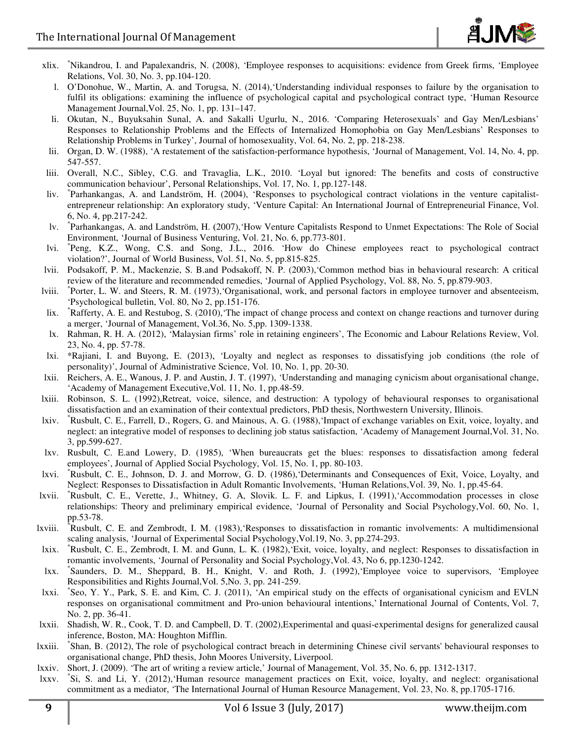xlix. *Nikandrou, I. and Papalexandris, N. (2008), 'Employee responses to acquisitions: evidence from Greek firms, 'Employee Relations, Vol. 30, No. 3, pp.104-120.

l. O'Donohue, W., Martin, A. and Torugsa, N. (2014),'Understanding individual responses to failure by the organisation to fulfil its obligations: examining the influence of psychological capital and psychological contract type, 'Human Resource Management Journal,Vol. 25, No. 1, pp. 131–147.

li. Okutan, N., Buyuksahin Sunal, A. and Sakalli Ugurlu, N., 2016. 'Comparing Heterosexuals' and Gay Men/Lesbians' Responses to Relationship Problems and the Effects of Internalized Homophobia on Gay Men/Lesbians' Responses to Relationship Problems in Turkey', Journal of homosexuality, Vol. 64, No. 2, pp. 218-238.

lii. Organ, D. W. (1988), 'A restatement of the satisfaction-performance hypothesis, 'Journal of Management, Vol. 14, No. 4, pp. 547-557.

liii. Overall, N.C., Sibley, C.G. and Travaglia, L.K., 2010. 'Loyal but ignored: The benefits and costs of constructive communication behaviour', Personal Relationships, Vol. 17, No. 1, pp.127-148.

liv. *Parhankangas, A. and Landström, H. (2004), 'Responses to psychological contract violations in the venture capitalist-entrepreneur relationship: An exploratory study, 'Venture Capital: An International Journal of Entrepreneurial Finance, Vol. 6, No. 4, pp.217-242.

lv. *Parhankangas, A. and Landström, H. (2007),'How Venture Capitalists Respond to Unmet Expectations: The Role of Social Environment, 'Journal of Business Venturing, Vol. 21, No. 6, pp.773-801.

lvi. *Peng, K.Z., Wong, C.S. and Song, J.L., 2016. 'How do Chinese employees react to psychological contract violation?', Journal of World Business, Vol. 51, No. 5, pp.815-825.

lvii. Podsakoff, P. M., Mackenzie, S. B.and Podsakoff, N. P. (2003),'Common method bias in behavioural research: A critical review of the literature and recommended remedies, 'Journal of Applied Psychology, Vol. 88, No. 5, pp.879-903.

lviii. *Porter, L. W. and Steers, R. M. (1973),'Organisational, work, and personal factors in employee turnover and absenteeism, 'Psychological bulletin, Vol. 80, No 2, pp.151-176.

lix. *Rafferty, A. E. and Restubog, S. (2010),'The impact of change process and context on change reactions and turnover during a merger, 'Journal of Management, Vol.36, No. 5,pp. 1309-1338.

lx. Rahman, R. H. A. (2012), 'Malaysian firms' role in retaining engineers', The Economic and Labour Relations Review, Vol. 23, No. 4, pp. 57-78.

lxi. *Rajiani, I. and Buyong, E. (2013), 'Loyalty and neglect as responses to dissatisfying job conditions (the role of personality)', Journal of Administrative Science, Vol. 10, No. 1, pp. 20-30.

lxii. Reichers, A. E., Wanous, J. P. and Austin, J. T. (1997), 'Understanding and managing cynicism about organisational change, 'Academy of Management Executive,Vol. 11, No. 1, pp.48-59.

lxiii. Robinson, S. L. (1992),Retreat, voice, silence, and destruction: A typology of behavioural responses to organisational dissatisfaction and an examination of their contextual predictors, PhD thesis, Northwestern University, Illinois.

lxiv. *Rusbult, C. E., Farrell, D., Rogers, G. and Mainous, A. G. (1988),'Impact of exchange variables on Exit, voice, loyalty, and neglect: an integrative model of responses to declining job status satisfaction, 'Academy of Management Journal,Vol. 31, No. 3, pp.599-627.

lxv. Rusbult, C. E.and Lowery, D. (1985), 'When bureaucrats get the blues: responses to dissatisfaction among federal employees', Journal of Applied Social Psychology, Vol. 15, No. 1, pp. 80-103.

lxvi. *Rusbult, C. E., Johnson, D. J. and Morrow, G. D. (1986),'Determinants and Consequences of Exit, Voice, Loyalty, and Neglect: Responses to Dissatisfaction in Adult Romantic Involvements, 'Human Relations,Vol. 39, No. 1, pp.45-64.

lxvii. *Rusbult, C. E., Verette, J., Whitney, G. A, Slovik. L. F. and Lipkus, I. (1991),'Accommodation processes in close relationships: Theory and preliminary empirical evidence, 'Journal of Personality and Social Psychology,Vol. 60, No. 1, pp.53-78.

lxviii. *Rusbult, C. E. and Zembrodt, I. M. (1983),'Responses to dissatisfaction in romantic involvements: A multidimensional scaling analysis, 'Journal of Experimental Social Psychology,Vol.19, No. 3, pp.274-293.

lxix. *Rusbult, C. E., Zembrodt, I. M. and Gunn, L. K. (1982),'Exit, voice, loyalty, and neglect: Responses to dissatisfaction in romantic involvements, 'Journal of Personality and Social Psychology,Vol. 43, No 6, pp.1230-1242.

lxx. *Saunders, D. M., Sheppard, B. H., Knight, V. and Roth, J. (1992),'Employee voice to supervisors, 'Employee Responsibilities and Rights Journal,Vol. 5,No. 3, pp. 241-259.

lxxi. *Seo, Y. Y., Park, S. E. and Kim, C. J. (2011), 'An empirical study on the effects of organisational cynicism and EVLN responses on organisational commitment and Pro-union behavioural intentions,' International Journal of Contents, Vol. 7, No. 2, pp. 36-41.

lxxii. Shadish, W. R., Cook, T. D. and Campbell, D. T. (2002),Experimental and quasi-experimental designs for generalized causal inference, Boston, MA: Houghton Mifflin.

lxxiii. *Shan, B. (2012), The role of psychological contract breach in determining Chinese civil servants' behavioural responses to organisational change, PhD thesis, John Moores University, Liverpool.

lxxiv. Short, J. (2009). 'The art of writing a review article,' Journal of Management, Vol. 35, No. 6, pp. 1312-1317.

lxxv. *Si, S. and Li, Y. (2012),'Human resource management practices on Exit, voice, loyalty, and neglect: organisational commitment as a mediator, 'The International Journal of Human Resource Management, Vol. 23, No. 8, pp.1705-1716.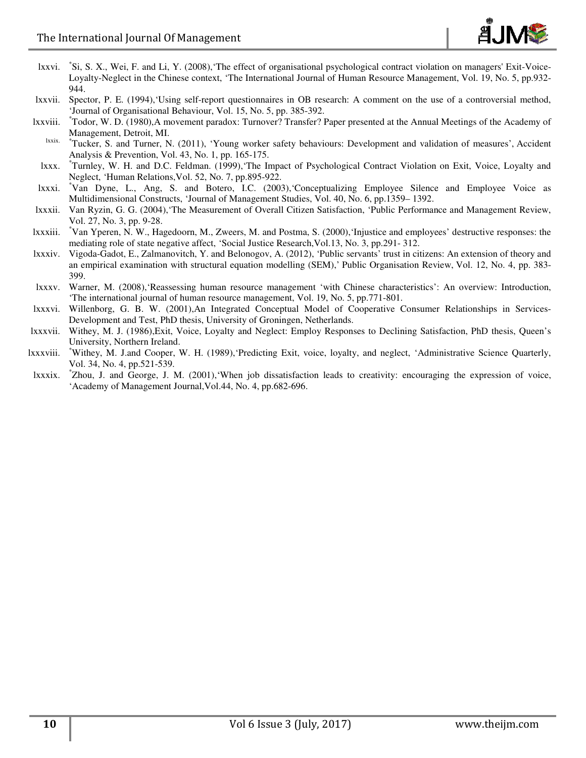lxxvi. [*]Si, S. X., Wei, F. and Li, Y. (2008),'The effect of organisational psychological contract violation on managers' Exit-Voice-Loyalty-Neglect in the Chinese context, 'The International Journal of Human Resource Management, Vol. 19, No. 5, pp.932-944.

lxxvii. Spector, P. E. (1994),'Using self-report questionnaires in OB research: A comment on the use of a controversial method, 'Journal of Organisational Behaviour, Vol. 15, No. 5, pp. 385-392.

lxxviii. [*]Todor, W. D. (1980),A movement paradox: Turnover? Transfer? Paper presented at the Annual Meetings of the Academy of Management, Detroit, MI.

lxxix. [*]Tucker, S. and Turner, N. (2011), 'Young worker safety behaviours: Development and validation of measures', Accident Analysis & Prevention, Vol. 43, No. 1, pp. 165-175.

lxxx. [*]Turnley, W. H. and D.C. Feldman. (1999),'The Impact of Psychological Contract Violation on Exit, Voice, Loyalty and Neglect, 'Human Relations,Vol. 52, No. 7, pp.895-922.

lxxxi. [*]Van Dyne, L., Ang, S. and Botero, I.C. (2003),'Conceptualizing Employee Silence and Employee Voice as Multidimensional Constructs, 'Journal of Management Studies, Vol. 40, No. 6, pp.1359– 1392.

lxxxii. Van Ryzin, G. G. (2004),'The Measurement of Overall Citizen Satisfaction, 'Public Performance and Management Review, Vol. 27, No. 3, pp. 9-28.

lxxxiii. [*]Van Yperen, N. W., Hagedoorn, M., Zweers, M. and Postma, S. (2000),'Injustice and employees' destructive responses: the mediating role of state negative affect, 'Social Justice Research,Vol.13, No. 3, pp.291- 312.

lxxxiv. Vigoda-Gadot, E., Zalmanovitch, Y. and Belonogov, A. (2012), 'Public servants' trust in citizens: An extension of theory and an empirical examination with structural equation modelling (SEM),' Public Organisation Review, Vol. 12, No. 4, pp. 383-399.

lxxxv. Warner, M. (2008),'Reassessing human resource management 'with Chinese characteristics': An overview: Introduction, 'The international journal of human resource management, Vol. 19, No. 5, pp.771-801.

lxxxvi. Willenborg, G. B. W. (2001),An Integrated Conceptual Model of Cooperative Consumer Relationships in Services-Development and Test, PhD thesis, University of Groningen, Netherlands.

lxxxvii. Withey, M. J. (1986),Exit, Voice, Loyalty and Neglect: Employ Responses to Declining Satisfaction, PhD thesis, Queen's University, Northern Ireland.

lxxxviii. [*]Withey, M. J.and Cooper, W. H. (1989),'Predicting Exit, voice, loyalty, and neglect, 'Administrative Science Quarterly, Vol. 34, No. 4, pp.521-539.

lxxxix. [*]Zhou, J. and George, J. M. (2001),'When job dissatisfaction leads to creativity: encouraging the expression of voice, 'Academy of Management Journal,Vol.44, No. 4, pp.682-696.